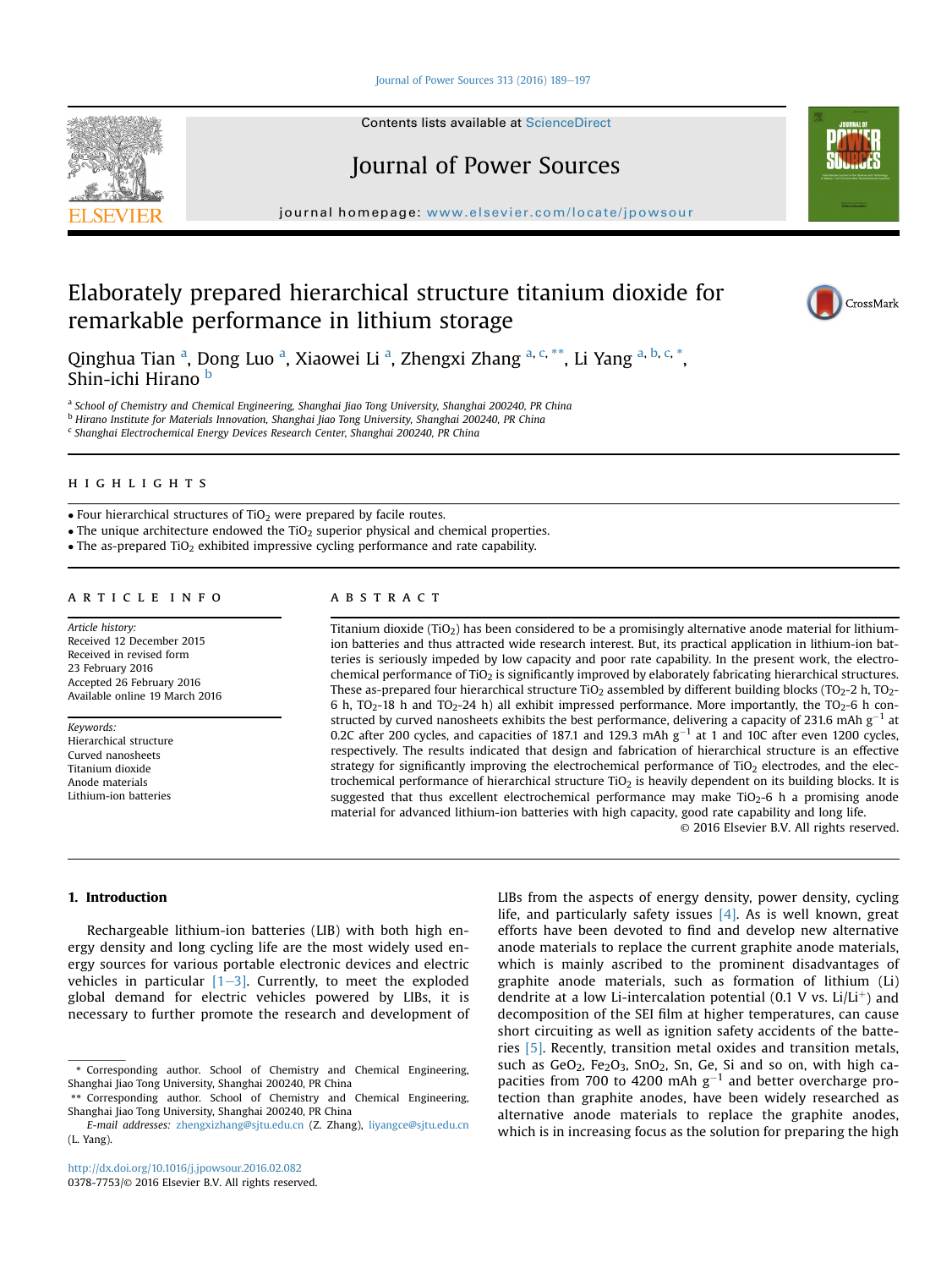# Elaborately prepared hierarchical structure titanium dioxide for remarkable performance in lithium storage

Qinghua Tian [a], Dong Luo [a], Xiaowei Li [a], Zhengxi Zhang [a, c, **], Li Yang [a, b, c, *], Shin-ichi Hirano [b]

[a] School of Chemistry and Chemical Engineering, Shanghai Jiao Tong University, Shanghai 200240, PR China
[b] Hirano Institute for Materials Innovation, Shanghai Jiao Tong University, Shanghai 200240, PR China
[c] Shanghai Electrochemical Energy Devices Research Center, Shanghai 200240, PR China

## HIGHLIGHTS

- Four hierarchical structures of $TiO_2$ were prepared by facile routes.
- The unique architecture endowed the $TiO_2$ superior physical and chemical properties.
- The as-prepared $TiO_2$ exhibited impressive cycling performance and rate capability.

## ARTICLE INFO

*Article history:*
Received 12 December 2015
Received in revised form
23 February 2016
Accepted 26 February 2016
Available online 19 March 2016

*Keywords:*
Hierarchical structure
Curved nanosheets
Titanium dioxide
Anode materials
Lithium-ion batteries

## ABSTRACT

Titanium dioxide ($TiO_2$) has been considered to be a promisingly alternative anode material for lithium-ion batteries and thus attracted wide research interest. But, its practical application in lithium-ion batteries is seriously impeded by low capacity and poor rate capability. In the present work, the electrochemical performance of $TiO_2$ is significantly improved by elaborately fabricating hierarchical structures. These as-prepared four hierarchical structure $TiO_2$ assembled by different building blocks ($TO_2$-2 h, $TO_2$-6 h, $TO_2$-18 h and $TO_2$-24 h) all exhibit impressed performance. More importantly, the $TO_2$-6 h constructed by curved nanosheets exhibits the best performance, delivering a capacity of 231.6 mAh $g^{-1}$ at 0.2C after 200 cycles, and capacities of 187.1 and 129.3 mAh $g^{-1}$ at 1 and 10C after even 1200 cycles, respectively. The results indicated that design and fabrication of hierarchical structure is an effective strategy for significantly improving the electrochemical performance of $TiO_2$ electrodes, and the electrochemical performance of hierarchical structure $TiO_2$ is heavily dependent on its building blocks. It is suggested that thus excellent electrochemical performance may make $TiO_2$-6 h a promising anode material for advanced lithium-ion batteries with high capacity, good rate capability and long life.

© 2016 Elsevier B.V. All rights reserved.

## 1. Introduction

Rechargeable lithium-ion batteries (LIB) with both high energy density and long cycling life are the most widely used energy sources for various portable electronic devices and electric vehicles in particular [1–3]. Currently, to meet the exploded global demand for electric vehicles powered by LIBs, it is necessary to further promote the research and development of LIBs from the aspects of energy density, power density, cycling life, and particularly safety issues [4]. As is well known, great efforts have been devoted to find and develop new alternative anode materials to replace the current graphite anode materials, which is mainly ascribed to the prominent disadvantages of graphite anode materials, such as formation of lithium (Li) dendrite at a low Li-intercalation potential (0.1 V vs. $Li/Li^{+}$) and decomposition of the SEI film at higher temperatures, can cause short circuiting as well as ignition safety accidents of the batteries [5]. Recently, transition metal oxides and transition metals, such as $GeO_2$, $Fe_2O_3$, $SnO_2$, Sn, Ge, Si and so on, with high capacities from 700 to 4200 mAh $g^{-1}$ and better overcharge protection than graphite anodes, have been widely researched as alternative anode materials to replace the graphite anodes, which is in increasing focus as the solution for preparing the high

\* Corresponding author. School of Chemistry and Chemical Engineering, Shanghai Jiao Tong University, Shanghai 200240, PR China
\*\* Corresponding author. School of Chemistry and Chemical Engineering, Shanghai Jiao Tong University, Shanghai 200240, PR China
*E-mail addresses:* zhengxizhang@sjtu.edu.cn (Z. Zhang), liyangce@sjtu.edu.cn (L. Yang).

http://dx.doi.org/10.1016/j.jpowsour.2016.02.082
0378-7753/© 2016 Elsevier B.V. All rights reserved.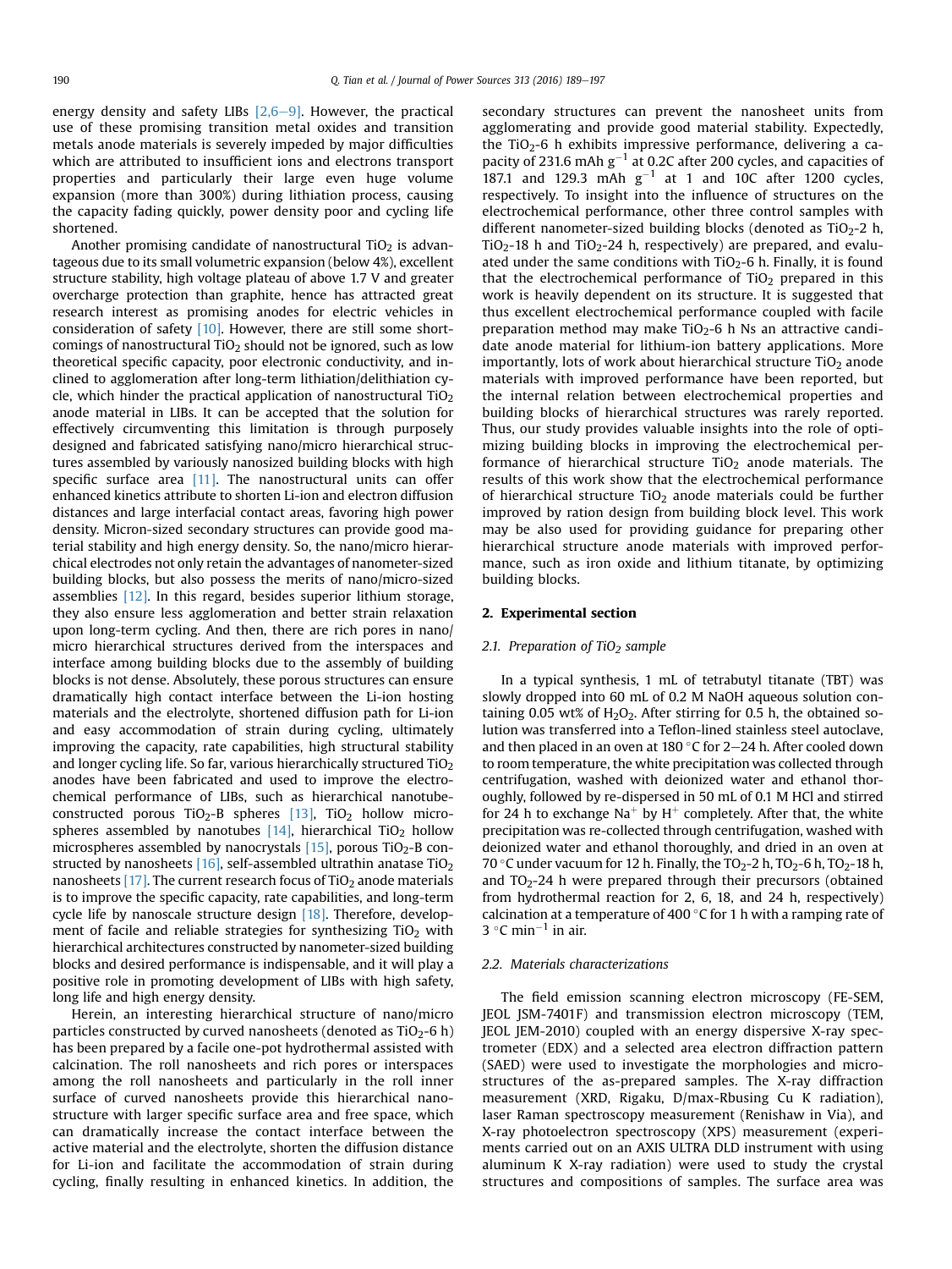energy density and safety LIBs [2,6–9]. However, the practical use of these promising transition metal oxides and transition metals anode materials is severely impeded by major difficulties which are attributed to insufficient ions and electrons transport properties and particularly their large even huge volume expansion (more than 300%) during lithiation process, causing the capacity fading quickly, power density poor and cycling life shortened.

Another promising candidate of nanostructural $TiO_2$ is advantageous due to its small volumetric expansion (below 4%), excellent structure stability, high voltage plateau of above 1.7 V and greater overcharge protection than graphite, hence has attracted great research interest as promising anodes for electric vehicles in consideration of safety [10]. However, there are still some shortcomings of nanostructural $TiO_2$ should not be ignored, such as low theoretical specific capacity, poor electronic conductivity, and inclined to agglomeration after long-term lithiation/delithiation cycle, which hinder the practical application of nanostructural $TiO_2$ anode material in LIBs. It can be accepted that the solution for effectively circumventing this limitation is through purposely designed and fabricated satisfying nano/micro hierarchical structures assembled by variously nanosized building blocks with high specific surface area [11]. The nanostructural units can offer enhanced kinetics attribute to shorten Li-ion and electron diffusion distances and large interfacial contact areas, favoring high power density. Micron-sized secondary structures can provide good material stability and high energy density. So, the nano/micro hierarchical electrodes not only retain the advantages of nanometer-sized building blocks, but also possess the merits of nano/micro-sized assemblies [12]. In this regard, besides superior lithium storage, they also ensure less agglomeration and better strain relaxation upon long-term cycling. And then, there are rich pores in nano/micro hierarchical structures derived from the interspaces and interface among building blocks due to the assembly of building blocks is not dense. Absolutely, these porous structures can ensure dramatically high contact interface between the Li-ion hosting materials and the electrolyte, shortened diffusion path for Li-ion and easy accommodation of strain during cycling, ultimately improving the capacity, rate capabilities, high structural stability and longer cycling life. So far, various hierarchically structured $TiO_2$ anodes have been fabricated and used to improve the electrochemical performance of LIBs, such as hierarchical nanotube-constructed porous $TiO_2$-B spheres [13], $TiO_2$ hollow microspheres assembled by nanotubes [14], hierarchical $TiO_2$ hollow microspheres assembled by nanocrystals [15], porous $TiO_2$-B constructed by nanosheets [16], self-assembled ultrathin anatase $TiO_2$ nanosheets [17]. The current research focus of $TiO_2$ anode materials is to improve the specific capacity, rate capabilities, and long-term cycle life by nanoscale structure design [18]. Therefore, development of facile and reliable strategies for synthesizing $TiO_2$ with hierarchical architectures constructed by nanometer-sized building blocks and desired performance is indispensable, and it will play a positive role in promoting development of LIBs with high safety, long life and high energy density.

Herein, an interesting hierarchical structure of nano/micro particles constructed by curved nanosheets (denoted as $TiO_2$-6 h) has been prepared by a facile one-pot hydrothermal assisted with calcination. The roll nanosheets and rich pores or interspaces among the roll nanosheets and particularly in the roll inner surface of curved nanosheets provide this hierarchical nanostructure with larger specific surface area and free space, which can dramatically increase the contact interface between the active material and the electrolyte, shorten the diffusion distance for Li-ion and facilitate the accommodation of strain during cycling, finally resulting in enhanced kinetics. In addition, the secondary structures can prevent the nanosheet units from agglomerating and provide good material stability. Expectedly, the $TiO_2$-6 h exhibits impressive performance, delivering a capacity of 231.6 mAh $g^{-1}$ at 0.2C after 200 cycles, and capacities of 187.1 and 129.3 mAh $g^{-1}$ at 1 and 10C after 1200 cycles, respectively. To insight into the influence of structures on the electrochemical performance, other three control samples with different nanometer-sized building blocks (denoted as $TiO_2$-2 h, $TiO_2$-18 h and $TiO_2$-24 h, respectively) are prepared, and evaluated under the same conditions with $TiO_2$-6 h. Finally, it is found that the electrochemical performance of $TiO_2$ prepared in this work is heavily dependent on its structure. It is suggested that thus excellent electrochemical performance coupled with facile preparation method may make $TiO_2$-6 h Ns an attractive candidate anode material for lithium-ion battery applications. More importantly, lots of work about hierarchical structure $TiO_2$ anode materials with improved performance have been reported, but the internal relation between electrochemical properties and building blocks of hierarchical structures was rarely reported. Thus, our study provides valuable insights into the role of optimizing building blocks in improving the electrochemical performance of hierarchical structure $TiO_2$ anode materials. The results of this work show that the electrochemical performance of hierarchical structure $TiO_2$ anode materials could be further improved by ration design from building block level. This work may be also used for providing guidance for preparing other hierarchical structure anode materials with improved performance, such as iron oxide and lithium titanate, by optimizing building blocks.

## 2. Experimental section

### 2.1. Preparation of $TiO_2$ sample

In a typical synthesis, 1 mL of tetrabutyl titanate (TBT) was slowly dropped into 60 mL of 0.2 M NaOH aqueous solution containing 0.05 wt% of $H_2O_2$. After stirring for 0.5 h, the obtained solution was transferred into a Teflon-lined stainless steel autoclave, and then placed in an oven at 180 °C for 2–24 h. After cooled down to room temperature, the white precipitation was collected through centrifugation, washed with deionized water and ethanol thoroughly, followed by re-dispersed in 50 mL of 0.1 M HCl and stirred for 24 h to exchange $Na^+$ by $H^+$ completely. After that, the white precipitation was re-collected through centrifugation, washed with deionized water and ethanol thoroughly, and dried in an oven at 70 °C under vacuum for 12 h. Finally, the $TO_2$-2 h, $TO_2$-6 h, $TO_2$-18 h, and $TO_2$-24 h were prepared through their precursors (obtained from hydrothermal reaction for 2, 6, 18, and 24 h, respectively) calcination at a temperature of 400 °C for 1 h with a ramping rate of 3 °C $min^{-1}$ in air.

### 2.2. Materials characterizations

The field emission scanning electron microscopy (FE-SEM, JEOL JSM-7401F) and transmission electron microscopy (TEM, JEOL JEM-2010) coupled with an energy dispersive X-ray spectrometer (EDX) and a selected area electron diffraction pattern (SAED) were used to investigate the morphologies and microstructures of the as-prepared samples. The X-ray diffraction measurement (XRD, Rigaku, D/max-Rbusing Cu K radiation), laser Raman spectroscopy measurement (Renishaw in Via), and X-ray photoelectron spectroscopy (XPS) measurement (experiments carried out on an AXIS ULTRA DLD instrument with using aluminum K X-ray radiation) were used to study the crystal structures and compositions of samples. The surface area was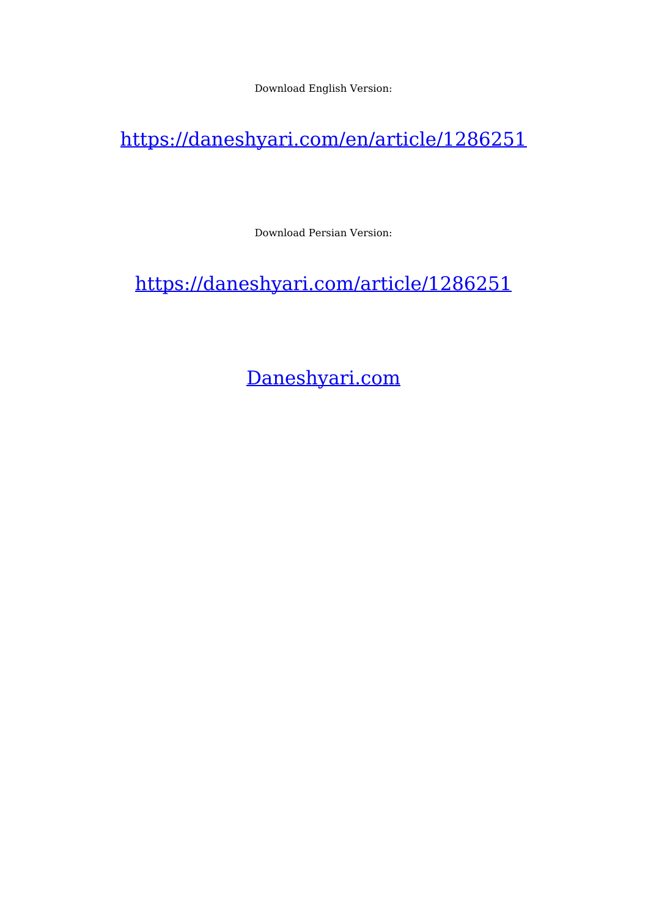Download English Version:

https://daneshyari.com/en/article/1286251

Download Persian Version:

https://daneshyari.com/article/1286251

Daneshyari.com